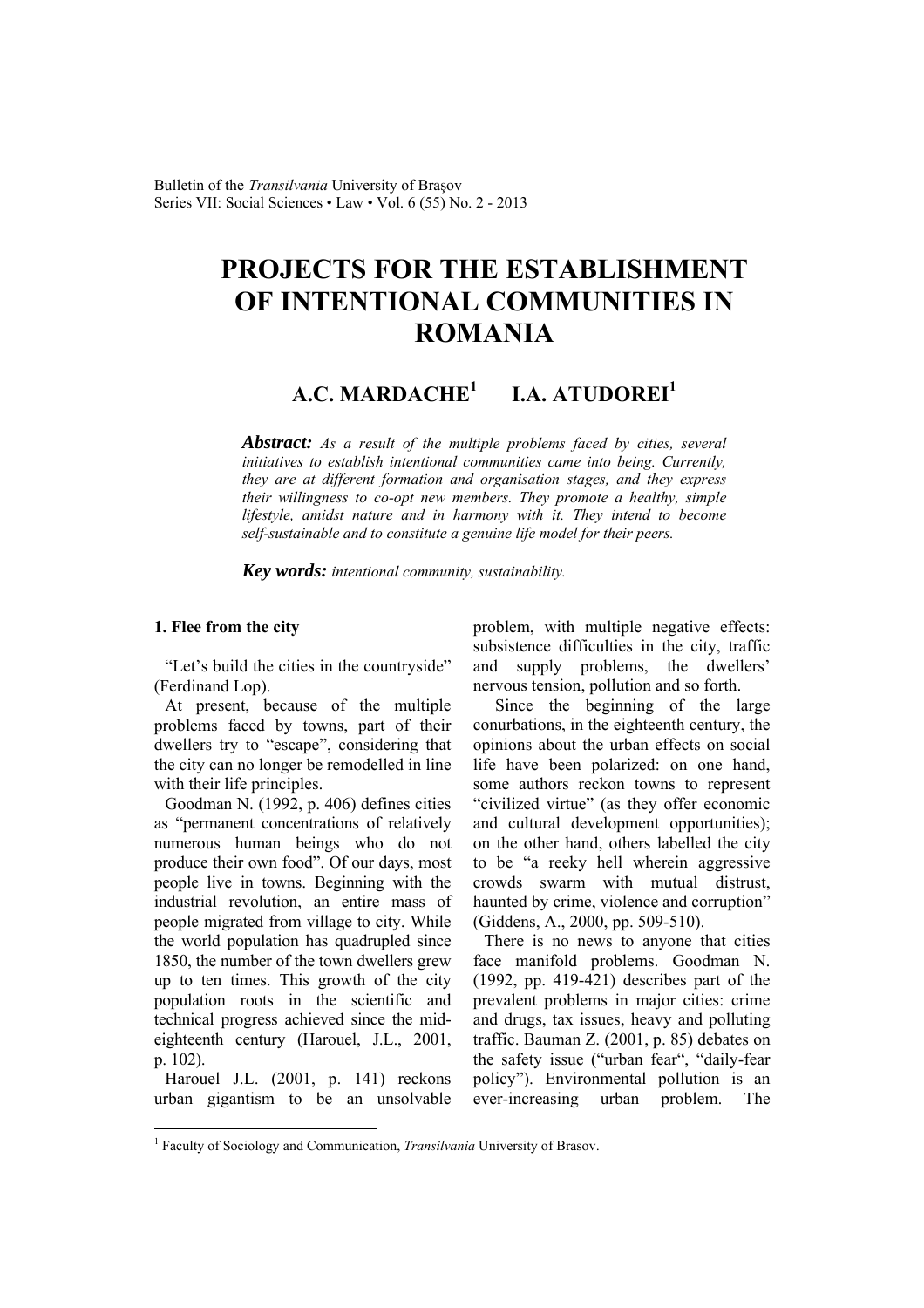# PROJECTS FOR THE ESTABLISHMENT OF INTENTIONAL COMMUNITIES IN ROMANIA

## A.C. MARDACHE[1] I.A. ATUDOREI[1]

***Abstract:*** *As a result of the multiple problems faced by cities, several initiatives to establish intentional communities came into being. Currently, they are at different formation and organisation stages, and they express their willingness to co-opt new members. They promote a healthy, simple lifestyle, amidst nature and in harmony with it. They intend to become self-sustainable and to constitute a genuine life model for their peers.*

***Key words:*** *intentional community, sustainability.*

### 1. Flee from the city

"Let's build the cities in the countryside" (Ferdinand Lop).

At present, because of the multiple problems faced by towns, part of their dwellers try to "escape", considering that the city can no longer be remodelled in line with their life principles.

Goodman N. (1992, p. 406) defines cities as "permanent concentrations of relatively numerous human beings who do not produce their own food". Of our days, most people live in towns. Beginning with the industrial revolution, an entire mass of people migrated from village to city. While the world population has quadrupled since 1850, the number of the town dwellers grew up to ten times. This growth of the city population roots in the scientific and technical progress achieved since the mid-eighteenth century (Harouel, J.L., 2001, p. 102).

Harouel J.L. (2001, p. 141) reckons urban gigantism to be an unsolvable problem, with multiple negative effects: subsistence difficulties in the city, traffic and supply problems, the dwellers' nervous tension, pollution and so forth.

Since the beginning of the large conurbations, in the eighteenth century, the opinions about the urban effects on social life have been polarized: on one hand, some authors reckon towns to represent "civilized virtue" (as they offer economic and cultural development opportunities); on the other hand, others labelled the city to be "a reeky hell wherein aggressive crowds swarm with mutual distrust, haunted by crime, violence and corruption" (Giddens, A., 2000, pp. 509-510).

There is no news to anyone that cities face manifold problems. Goodman N. (1992, pp. 419-421) describes part of the prevalent problems in major cities: crime and drugs, tax issues, heavy and polluting traffic. Bauman Z. (2001, p. 85) debates on the safety issue ("urban fear", "daily-fear policy"). Environmental pollution is an ever-increasing urban problem. The

---

[1] Faculty of Sociology and Communication, *Transilvania* University of Brasov.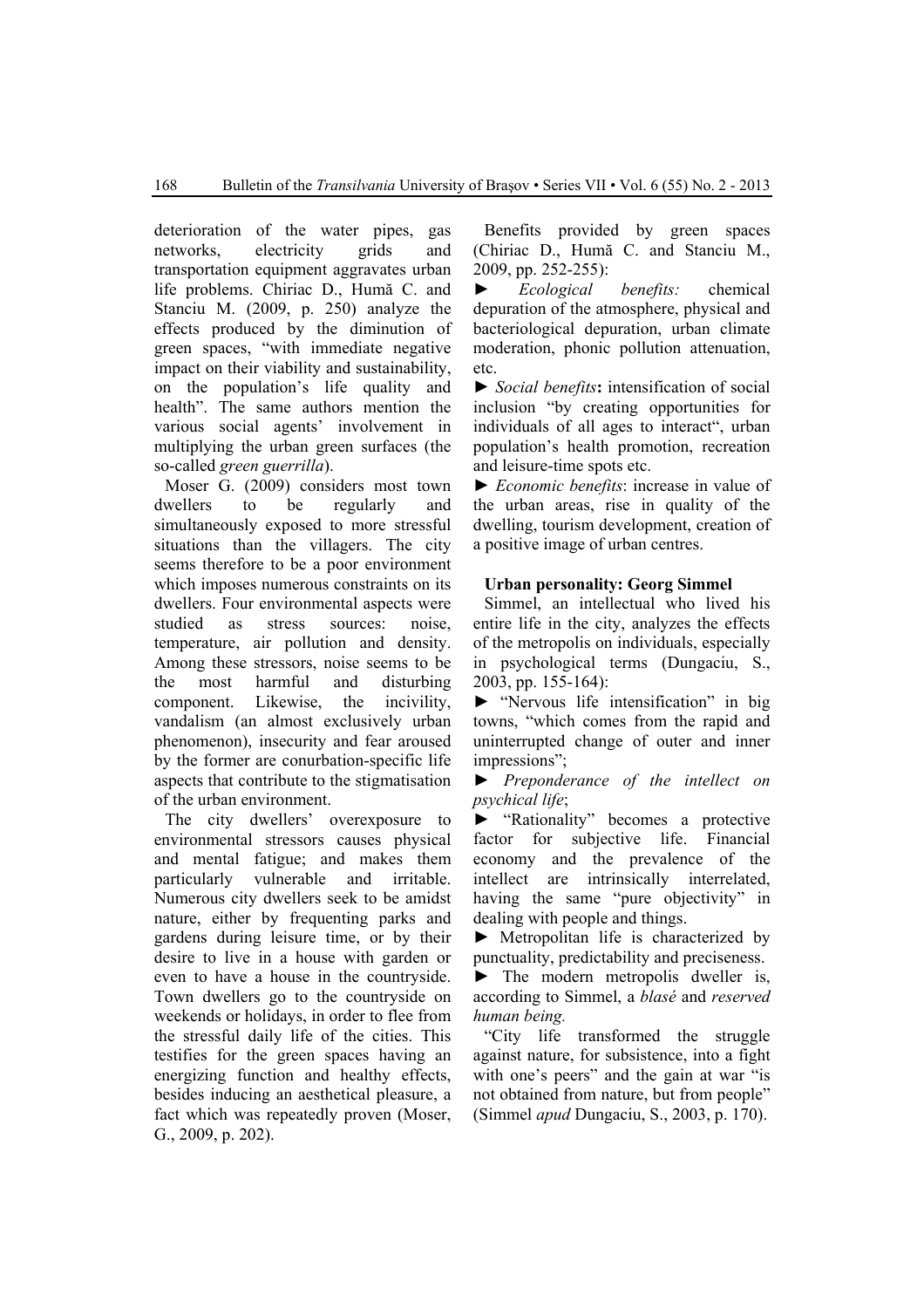deterioration of the water pipes, gas networks, electricity grids and transportation equipment aggravates urban life problems. Chiriac D., Humă C. and Stanciu M. (2009, p. 250) analyze the effects produced by the diminution of green spaces, "with immediate negative impact on their viability and sustainability, on the population's life quality and health". The same authors mention the various social agents' involvement in multiplying the urban green surfaces (the so-called *green guerrilla*).

Moser G. (2009) considers most town dwellers to be regularly and simultaneously exposed to more stressful situations than the villagers. The city seems therefore to be a poor environment which imposes numerous constraints on its dwellers. Four environmental aspects were studied as stress sources: noise, temperature, air pollution and density. Among these stressors, noise seems to be the most harmful and disturbing component. Likewise, the incivility, vandalism (an almost exclusively urban phenomenon), insecurity and fear aroused by the former are conurbation-specific life aspects that contribute to the stigmatisation of the urban environment.

The city dwellers' overexposure to environmental stressors causes physical and mental fatigue; and makes them particularly vulnerable and irritable. Numerous city dwellers seek to be amidst nature, either by frequenting parks and gardens during leisure time, or by their desire to live in a house with garden or even to have a house in the countryside. Town dwellers go to the countryside on weekends or holidays, in order to flee from the stressful daily life of the cities. This testifies for the green spaces having an energizing function and healthy effects, besides inducing an aesthetical pleasure, a fact which was repeatedly proven (Moser, G., 2009, p. 202).

Benefits provided by green spaces (Chiriac D., Humă C. and Stanciu M., 2009, pp. 252-255):

► *Ecological benefits:* chemical depuration of the atmosphere, physical and bacteriological depuration, urban climate moderation, phonic pollution attenuation, etc.

► *Social benefits*: intensification of social inclusion "by creating opportunities for individuals of all ages to interact", urban population's health promotion, recreation and leisure-time spots etc.

► *Economic benefits*: increase in value of the urban areas, rise in quality of the dwelling, tourism development, creation of a positive image of urban centres.

**Urban personality: Georg Simmel**

Simmel, an intellectual who lived his entire life in the city, analyzes the effects of the metropolis on individuals, especially in psychological terms (Dungaciu, S., 2003, pp. 155-164):

► "Nervous life intensification" in big towns, "which comes from the rapid and uninterrupted change of outer and inner impressions";

► *Preponderance of the intellect on psychical life*;

► "Rationality" becomes a protective factor for subjective life. Financial economy and the prevalence of the intellect are intrinsically interrelated, having the same "pure objectivity" in dealing with people and things.

► Metropolitan life is characterized by punctuality, predictability and preciseness.

► The modern metropolis dweller is, according to Simmel, a *blasé* and *reserved human being.*

"City life transformed the struggle against nature, for subsistence, into a fight with one's peers" and the gain at war "is not obtained from nature, but from people" (Simmel *apud* Dungaciu, S., 2003, p. 170).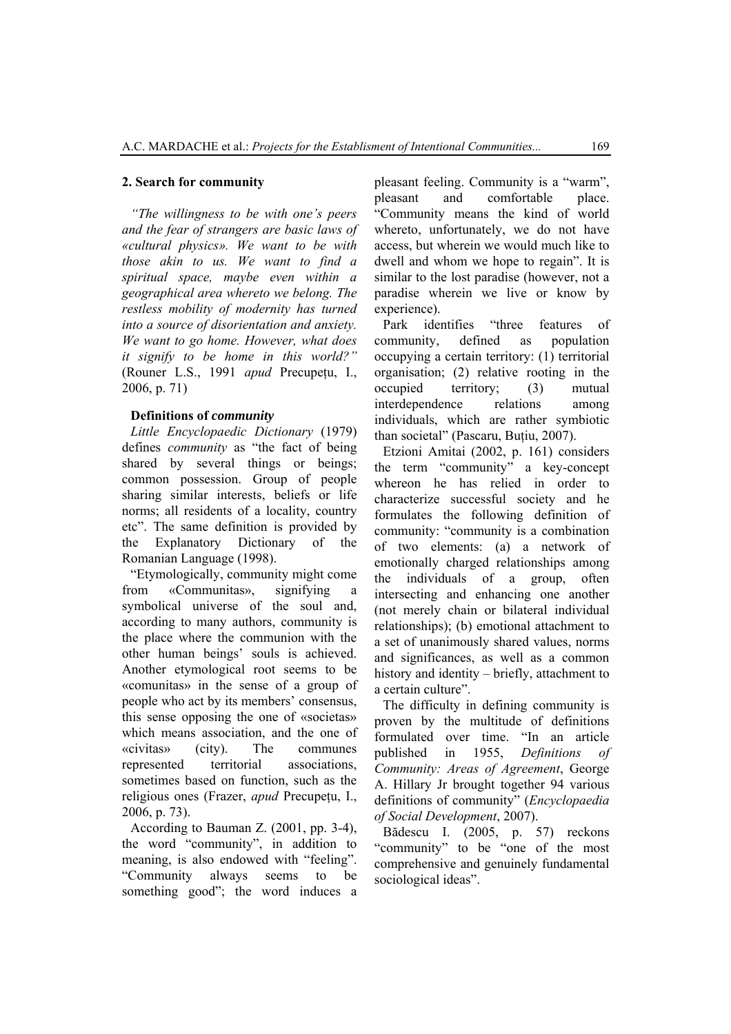## 2. Search for community

*"The willingness to be with one's peers and the fear of strangers are basic laws of «cultural physics». We want to be with those akin to us. We want to find a spiritual space, maybe even within a geographical area whereto we belong. The restless mobility of modernity has turned into a source of disorientation and anxiety. We want to go home. However, what does it signify to be home in this world?"* (Rouner L.S., 1991 *apud* Precupețu, I., 2006, p. 71)

### Definitions of *community*

*Little Encyclopaedic Dictionary* (1979) defines *community* as "the fact of being shared by several things or beings; common possession. Group of people sharing similar interests, beliefs or life norms; all residents of a locality, country etc". The same definition is provided by the Explanatory Dictionary of the Romanian Language (1998).

"Etymologically, community might come from «Communitas», signifying a symbolical universe of the soul and, according to many authors, community is the place where the communion with the other human beings' souls is achieved. Another etymological root seems to be «comunitas» in the sense of a group of people who act by its members' consensus, this sense opposing the one of «societas» which means association, and the one of «civitas» (city). The communes represented territorial associations, sometimes based on function, such as the religious ones (Frazer, *apud* Precupețu, I., 2006, p. 73).

According to Bauman Z. (2001, pp. 3-4), the word "community", in addition to meaning, is also endowed with "feeling". "Community always seems to be something good"; the word induces a pleasant feeling. Community is a "warm", pleasant and comfortable place. "Community means the kind of world whereto, unfortunately, we do not have access, but wherein we would much like to dwell and whom we hope to regain". It is similar to the lost paradise (however, not a paradise wherein we live or know by experience).

Park identifies "three features of community, defined as population occupying a certain territory: (1) territorial organisation; (2) relative rooting in the occupied territory; (3) mutual interdependence relations among individuals, which are rather symbiotic than societal" (Pascaru, Buțiu, 2007).

Etzioni Amitai (2002, p. 161) considers the term "community" a key-concept whereon he has relied in order to characterize successful society and he formulates the following definition of community: "community is a combination of two elements: (a) a network of emotionally charged relationships among the individuals of a group, often intersecting and enhancing one another (not merely chain or bilateral individual relationships); (b) emotional attachment to a set of unanimously shared values, norms and significances, as well as a common history and identity – briefly, attachment to a certain culture".

The difficulty in defining community is proven by the multitude of definitions formulated over time. "In an article published in 1955, *Definitions of Community: Areas of Agreement*, George A. Hillary Jr brought together 94 various definitions of community" (*Encyclopaedia of Social Development*, 2007).

Bădescu I. (2005, p. 57) reckons "community" to be "one of the most comprehensive and genuinely fundamental sociological ideas".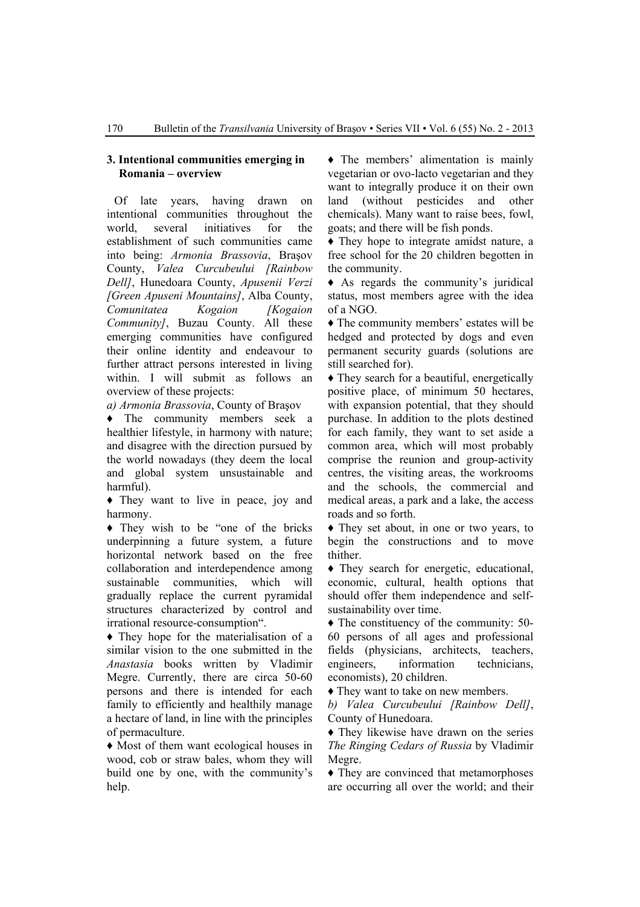## 3. Intentional communities emerging in Romania – overview

Of late years, having drawn on intentional communities throughout the world, several initiatives for the establishment of such communities came into being: *Armonia Brassovia*, Braşov County, *Valea Curcubeului [Rainbow Dell]*, Hunedoara County, *Apusenii Verzi [Green Apuseni Mountains]*, Alba County, *Comunitatea Kogaion [Kogaion Community]*, Buzau County. All these emerging communities have configured their online identity and endeavour to further attract persons interested in living within. I will submit as follows an overview of these projects:

*a) Armonia Brassovia*, County of Braşov

♦ The community members seek a healthier lifestyle, in harmony with nature; and disagree with the direction pursued by the world nowadays (they deem the local and global system unsustainable and harmful).

♦ They want to live in peace, joy and harmony.

♦ They wish to be "one of the bricks underpinning a future system, a future horizontal network based on the free collaboration and interdependence among sustainable communities, which will gradually replace the current pyramidal structures characterized by control and irrational resource-consumption".

♦ They hope for the materialisation of a similar vision to the one submitted in the *Anastasia* books written by Vladimir Megre. Currently, there are circa 50-60 persons and there is intended for each family to efficiently and healthily manage a hectare of land, in line with the principles of permaculture.

♦ Most of them want ecological houses in wood, cob or straw bales, whom they will build one by one, with the community's help.

♦ The members' alimentation is mainly vegetarian or ovo-lacto vegetarian and they want to integrally produce it on their own land (without pesticides and other chemicals). Many want to raise bees, fowl, goats; and there will be fish ponds.

♦ They hope to integrate amidst nature, a free school for the 20 children begotten in the community.

♦ As regards the community's juridical status, most members agree with the idea of a NGO.

♦ The community members' estates will be hedged and protected by dogs and even permanent security guards (solutions are still searched for).

♦ They search for a beautiful, energetically positive place, of minimum 50 hectares, with expansion potential, that they should purchase. In addition to the plots destined for each family, they want to set aside a common area, which will most probably comprise the reunion and group-activity centres, the visiting areas, the workrooms and the schools, the commercial and medical areas, a park and a lake, the access roads and so forth.

♦ They set about, in one or two years, to begin the constructions and to move thither.

♦ They search for energetic, educational, economic, cultural, health options that should offer them independence and self-sustainability over time.

♦ The constituency of the community: 50-60 persons of all ages and professional fields (physicians, architects, teachers, engineers, information technicians, economists), 20 children.

♦ They want to take on new members.

*b) Valea Curcubeului [Rainbow Dell]*, County of Hunedoara.

♦ They likewise have drawn on the series *The Ringing Cedars of Russia* by Vladimir Megre.

♦ They are convinced that metamorphoses are occurring all over the world; and their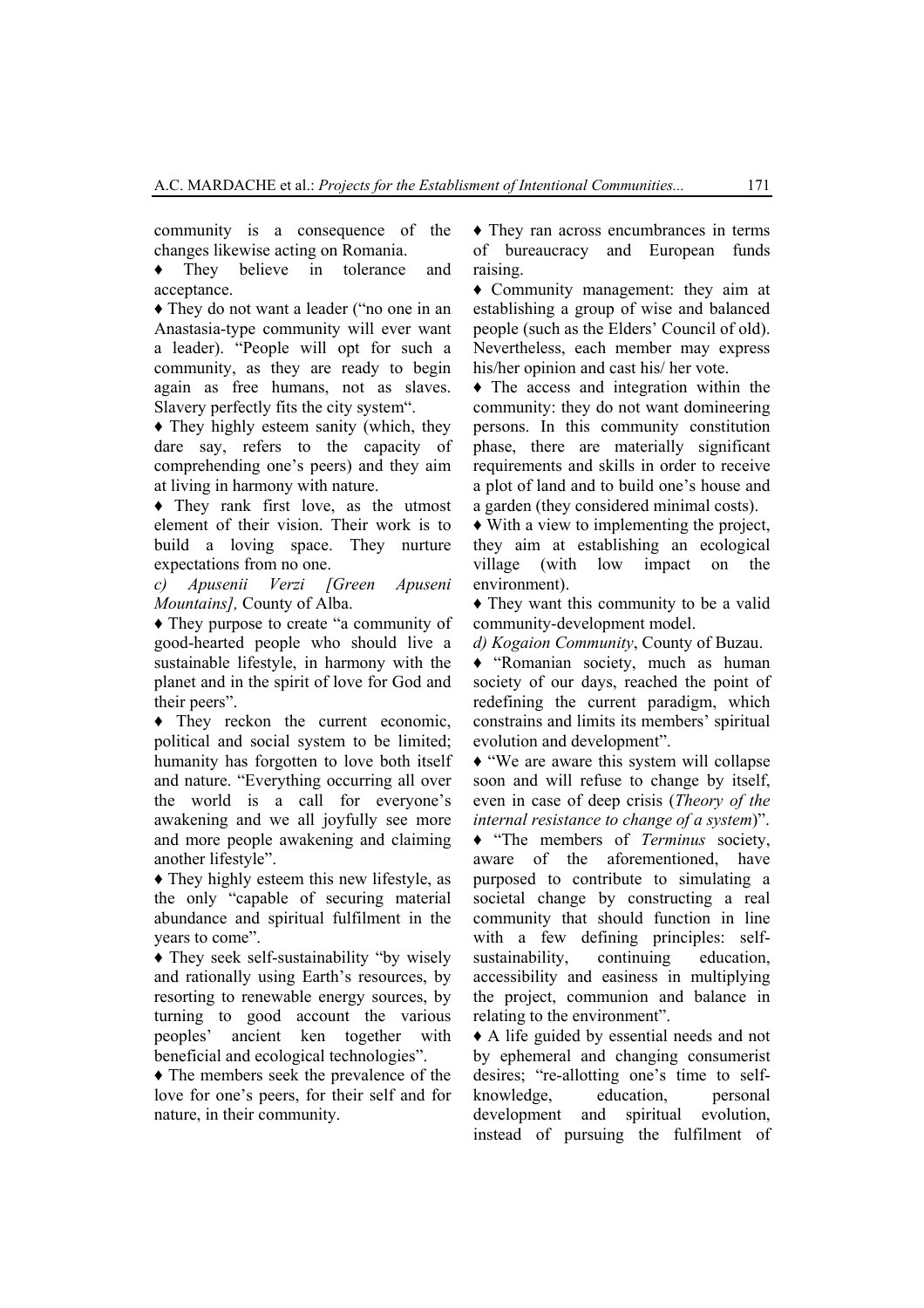community is a consequence of the changes likewise acting on Romania.

♦ They believe in tolerance and acceptance.

♦ They do not want a leader ("no one in an Anastasia-type community will ever want a leader). "People will opt for such a community, as they are ready to begin again as free humans, not as slaves. Slavery perfectly fits the city system".

♦ They highly esteem sanity (which, they dare say, refers to the capacity of comprehending one's peers) and they aim at living in harmony with nature.

♦ They rank first love, as the utmost element of their vision. Their work is to build a loving space. They nurture expectations from no one.

*c) Apusenii Verzi [Green Apuseni Mountains],* County of Alba.

♦ They purpose to create "a community of good-hearted people who should live a sustainable lifestyle, in harmony with the planet and in the spirit of love for God and their peers".

♦ They reckon the current economic, political and social system to be limited; humanity has forgotten to love both itself and nature. "Everything occurring all over the world is a call for everyone's awakening and we all joyfully see more and more people awakening and claiming another lifestyle".

♦ They highly esteem this new lifestyle, as the only "capable of securing material abundance and spiritual fulfilment in the years to come".

♦ They seek self-sustainability "by wisely and rationally using Earth's resources, by resorting to renewable energy sources, by turning to good account the various peoples' ancient ken together with beneficial and ecological technologies".

♦ The members seek the prevalence of the love for one's peers, for their self and for nature, in their community.

♦ They ran across encumbrances in terms of bureaucracy and European funds raising.

♦ Community management: they aim at establishing a group of wise and balanced people (such as the Elders' Council of old). Nevertheless, each member may express his/her opinion and cast his/ her vote.

♦ The access and integration within the community: they do not want domineering persons. In this community constitution phase, there are materially significant requirements and skills in order to receive a plot of land and to build one's house and a garden (they considered minimal costs).

♦ With a view to implementing the project, they aim at establishing an ecological village (with low impact on the environment).

♦ They want this community to be a valid community-development model.

*d) Kogaion Community*, County of Buzau.

♦ "Romanian society, much as human society of our days, reached the point of redefining the current paradigm, which constrains and limits its members' spiritual evolution and development".

♦ "We are aware this system will collapse soon and will refuse to change by itself, even in case of deep crisis (*Theory of the internal resistance to change of a system*)".

♦ "The members of *Terminus* society, aware of the aforementioned, have purposed to contribute to simulating a societal change by constructing a real community that should function in line with a few defining principles: self-sustainability, continuing education, accessibility and easiness in multiplying the project, communion and balance in relating to the environment".

♦ A life guided by essential needs and not by ephemeral and changing consumerist desires; "re-allotting one's time to self-knowledge, education, personal development and spiritual evolution, instead of pursuing the fulfilment of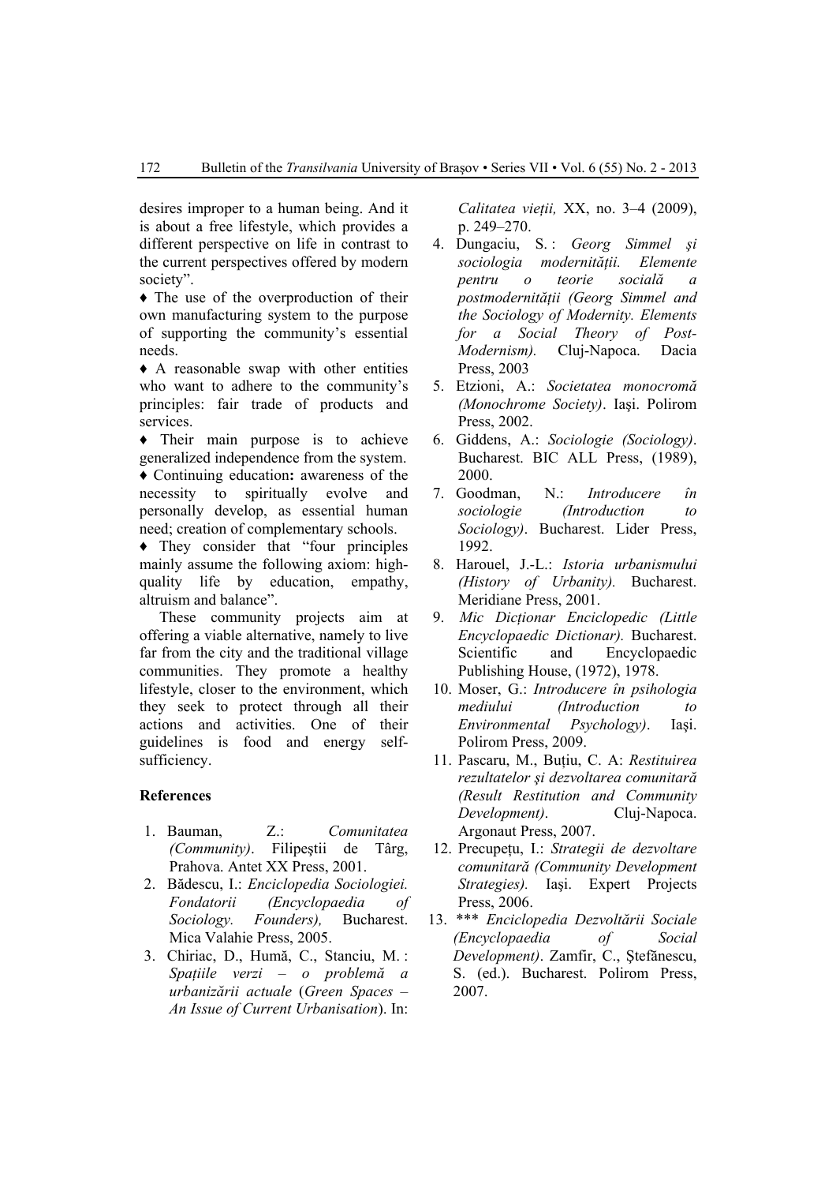desires improper to a human being. And it is about a free lifestyle, which provides a different perspective on life in contrast to the current perspectives offered by modern society".

♦ The use of the overproduction of their own manufacturing system to the purpose of supporting the community's essential needs.

♦ A reasonable swap with other entities who want to adhere to the community's principles: fair trade of products and services.

♦ Their main purpose is to achieve generalized independence from the system.

♦ Continuing education**:** awareness of the necessity to spiritually evolve and personally develop, as essential human need; creation of complementary schools.

♦ They consider that "four principles mainly assume the following axiom: high-quality life by education, empathy, altruism and balance".

These community projects aim at offering a viable alternative, namely to live far from the city and the traditional village communities. They promote a healthy lifestyle, closer to the environment, which they seek to protect through all their actions and activities. One of their guidelines is food and energy self-sufficiency.

## References

1. Bauman, Z.: *Comunitatea (Community)*. Filipeştii de Târg, Prahova. Antet XX Press, 2001.
2. Bădescu, I.: *Enciclopedia Sociologiei. Fondatorii (Encyclopaedia of Sociology. Founders),* Bucharest. Mica Valahie Press, 2005.
3. Chiriac, D., Humă, C., Stanciu, M. : *Spațiile verzi – o problemă a urbanizării actuale* (*Green Spaces – An Issue of Current Urbanisation*). In: *Calitatea vieții,* XX, no. 3–4 (2009), p. 249–270.
4. Dungaciu, S. : *Georg Simmel şi sociologia modernității. Elemente pentru o teorie socială a postmodernității (Georg Simmel and the Sociology of Modernity. Elements for a Social Theory of Post-Modernism).* Cluj-Napoca. Dacia Press, 2003
5. Etzioni, A.: *Societatea monocromă (Monochrome Society)*. Iaşi. Polirom Press, 2002.
6. Giddens, A.: *Sociologie (Sociology)*. Bucharest. BIC ALL Press, (1989), 2000.
7. Goodman, N.: *Introducere în sociologie (Introduction to Sociology)*. Bucharest. Lider Press, 1992.
8. Harouel, J.-L.: *Istoria urbanismului (History of Urbanity).* Bucharest. Meridiane Press, 2001.
9. *Mic Dicționar Enciclopedic (Little Encyclopaedic Dictionar).* Bucharest. Scientific and Encyclopaedic Publishing House, (1972), 1978.
10. Moser, G.: *Introducere în psihologia mediului (Introduction to Environmental Psychology)*. Iaşi. Polirom Press, 2009.
11. Pascaru, M., Buțiu, C. A: *Restituirea rezultatelor şi dezvoltarea comunitară (Result Restitution and Community Development)*. Cluj-Napoca. Argonaut Press, 2007.
12. Precupețu, I.: *Strategii de dezvoltare comunitară (Community Development Strategies).* Iaşi. Expert Projects Press, 2006.
13. \*\*\* *Enciclopedia Dezvoltării Sociale (Encyclopaedia of Social Development)*. Zamfir, C., Ştefănescu, S. (ed.). Bucharest. Polirom Press, 2007.